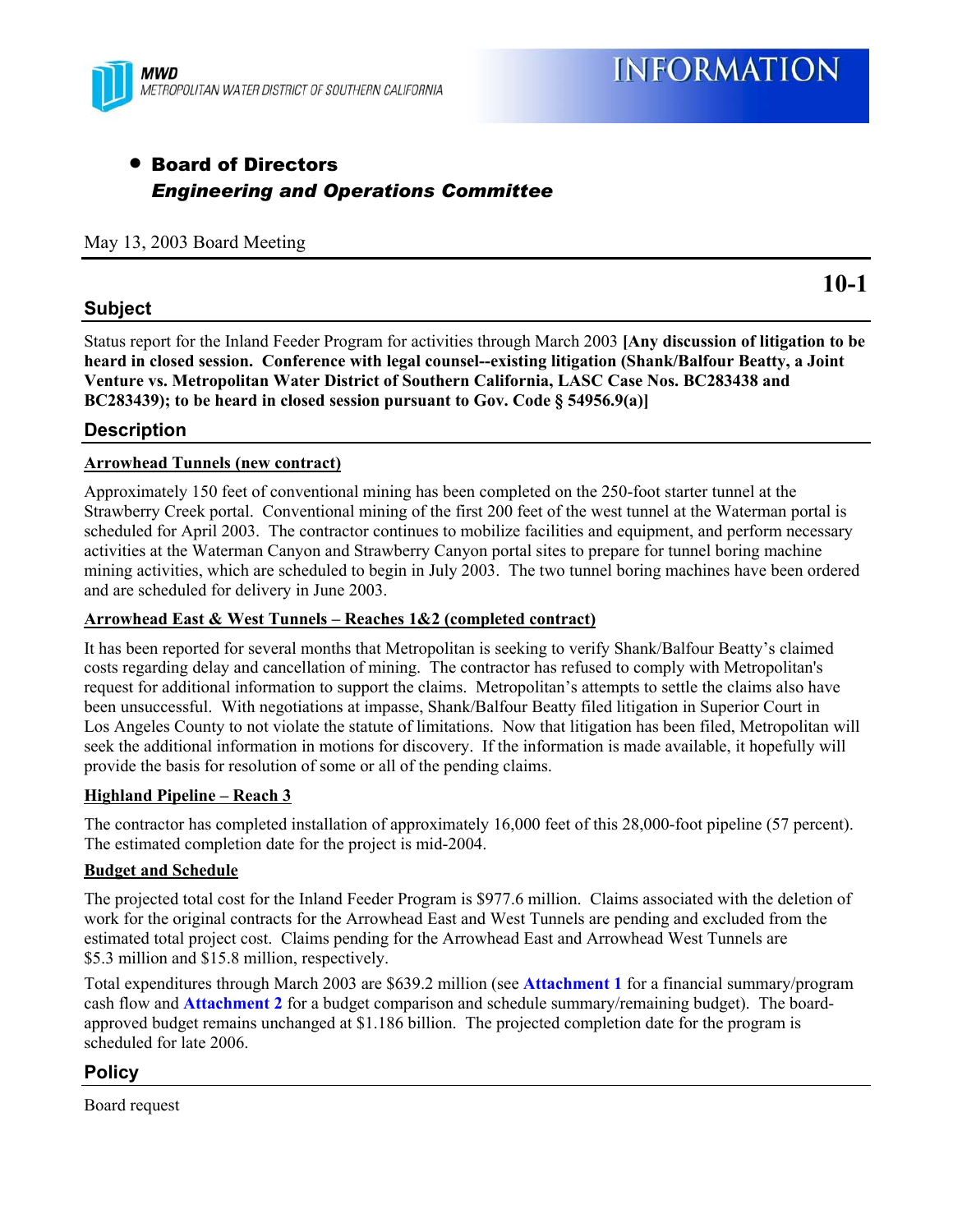MWD
METROPOLITAN WATER DISTRICT OF SOUTHERN CALIFORNIA

# INFORMATION

- **Board of Directors**
  ***Engineering and Operations Committee***

May 13, 2003 Board Meeting

**10-1**

## Subject

Status report for the Inland Feeder Program for activities through March 2003 **[Any discussion of litigation to be heard in closed session. Conference with legal counsel--existing litigation (Shank/Balfour Beatty, a Joint Venture vs. Metropolitan Water District of Southern California, LASC Case Nos. BC283438 and BC283439); to be heard in closed session pursuant to Gov. Code § 54956.9(a)]**

## Description

**Arrowhead Tunnels (new contract)**

Approximately 150 feet of conventional mining has been completed on the 250-foot starter tunnel at the Strawberry Creek portal. Conventional mining of the first 200 feet of the west tunnel at the Waterman portal is scheduled for April 2003. The contractor continues to mobilize facilities and equipment, and perform necessary activities at the Waterman Canyon and Strawberry Canyon portal sites to prepare for tunnel boring machine mining activities, which are scheduled to begin in July 2003. The two tunnel boring machines have been ordered and are scheduled for delivery in June 2003.

**Arrowhead East & West Tunnels – Reaches 1&2 (completed contract)**

It has been reported for several months that Metropolitan is seeking to verify Shank/Balfour Beatty's claimed costs regarding delay and cancellation of mining. The contractor has refused to comply with Metropolitan's request for additional information to support the claims. Metropolitan's attempts to settle the claims also have been unsuccessful. With negotiations at impasse, Shank/Balfour Beatty filed litigation in Superior Court in Los Angeles County to not violate the statute of limitations. Now that litigation has been filed, Metropolitan will seek the additional information in motions for discovery. If the information is made available, it hopefully will provide the basis for resolution of some or all of the pending claims.

**Highland Pipeline – Reach 3**

The contractor has completed installation of approximately 16,000 feet of this 28,000-foot pipeline (57 percent). The estimated completion date for the project is mid-2004.

**Budget and Schedule**

The projected total cost for the Inland Feeder Program is $977.6 million. Claims associated with the deletion of work for the original contracts for the Arrowhead East and West Tunnels are pending and excluded from the estimated total project cost. Claims pending for the Arrowhead East and Arrowhead West Tunnels are $5.3 million and $15.8 million, respectively.

Total expenditures through March 2003 are $639.2 million (see **Attachment 1** for a financial summary/program cash flow and **Attachment 2** for a budget comparison and schedule summary/remaining budget). The board-approved budget remains unchanged at $1.186 billion. The projected completion date for the program is scheduled for late 2006.

## Policy

Board request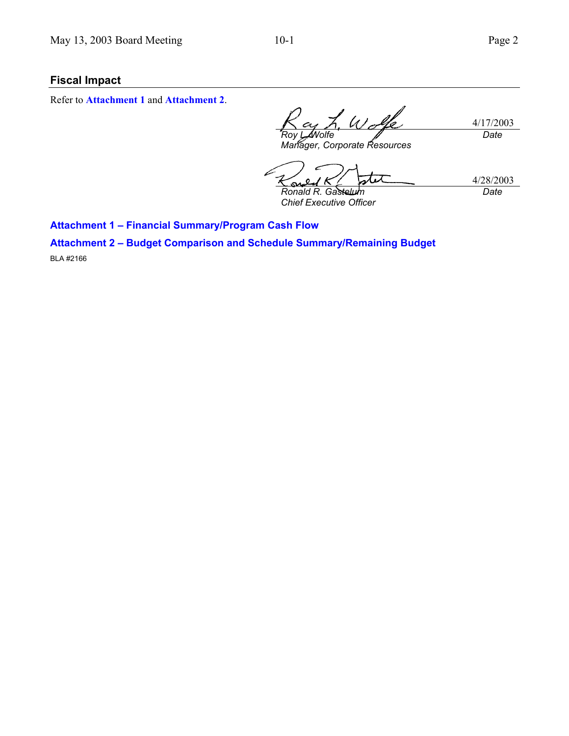## Fiscal Impact

Refer to **Attachment 1** and **Attachment 2**.

| | |
|---|---|
| *Roy L. Wolfe* | 4/17/2003 |
| *Manager, Corporate Resources* | *Date* |

| | |
|---|---|
| *Ronald R. Gastelum* | 4/28/2003 |
| *Chief Executive Officer* | *Date* |

**Attachment 1 – Financial Summary/Program Cash Flow**

**Attachment 2 – Budget Comparison and Schedule Summary/Remaining Budget**

BLA #2166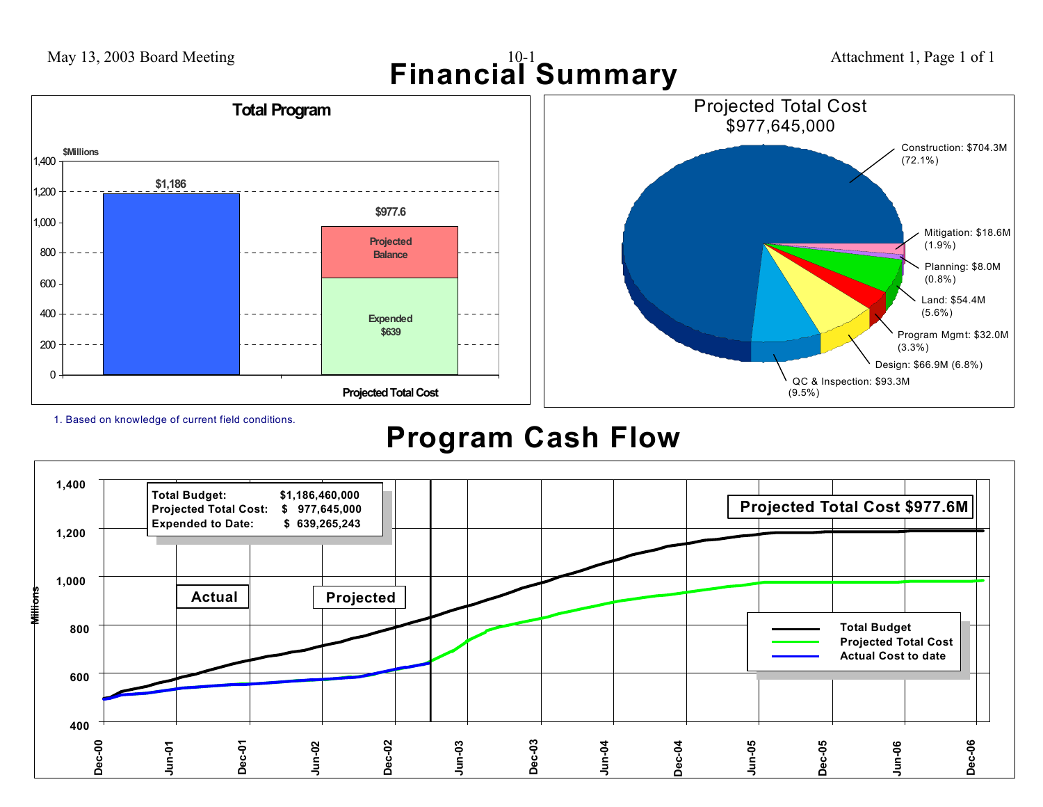# Financial Summary

## Total Program

$Millions

| | Total Budget | Projected Total Cost |
|---|---|---|
| Total | $1,186 | $977.6 |
| Projected Balance | | |
| Expended | | $639 |

1. Based on knowledge of current field conditions.

## Projected Total Cost $977,645,000

- Construction: $704.3M (72.1%)
- Mitigation: $18.6M (1.9%)
- Planning: $8.0M (0.8%)
- Land: $54.4M (5.6%)
- Program Mgmt: $32.0M (3.3%)
- Design: $66.9M (6.8%)
- QC & Inspection: $93.3M (9.5%)

# Program Cash Flow

| | |
|---|---|
| Total Budget: | $1,186,460,000 |
| Projected Total Cost: | $ 977,645,000 |
| Expended to Date: | $ 639,265,243 |

**Projected Total Cost $977.6M**

Actual | Projected

Legend: Total Budget; Projected Total Cost; Actual Cost to date

Millions (400–1,400); Dec-00 through Dec-06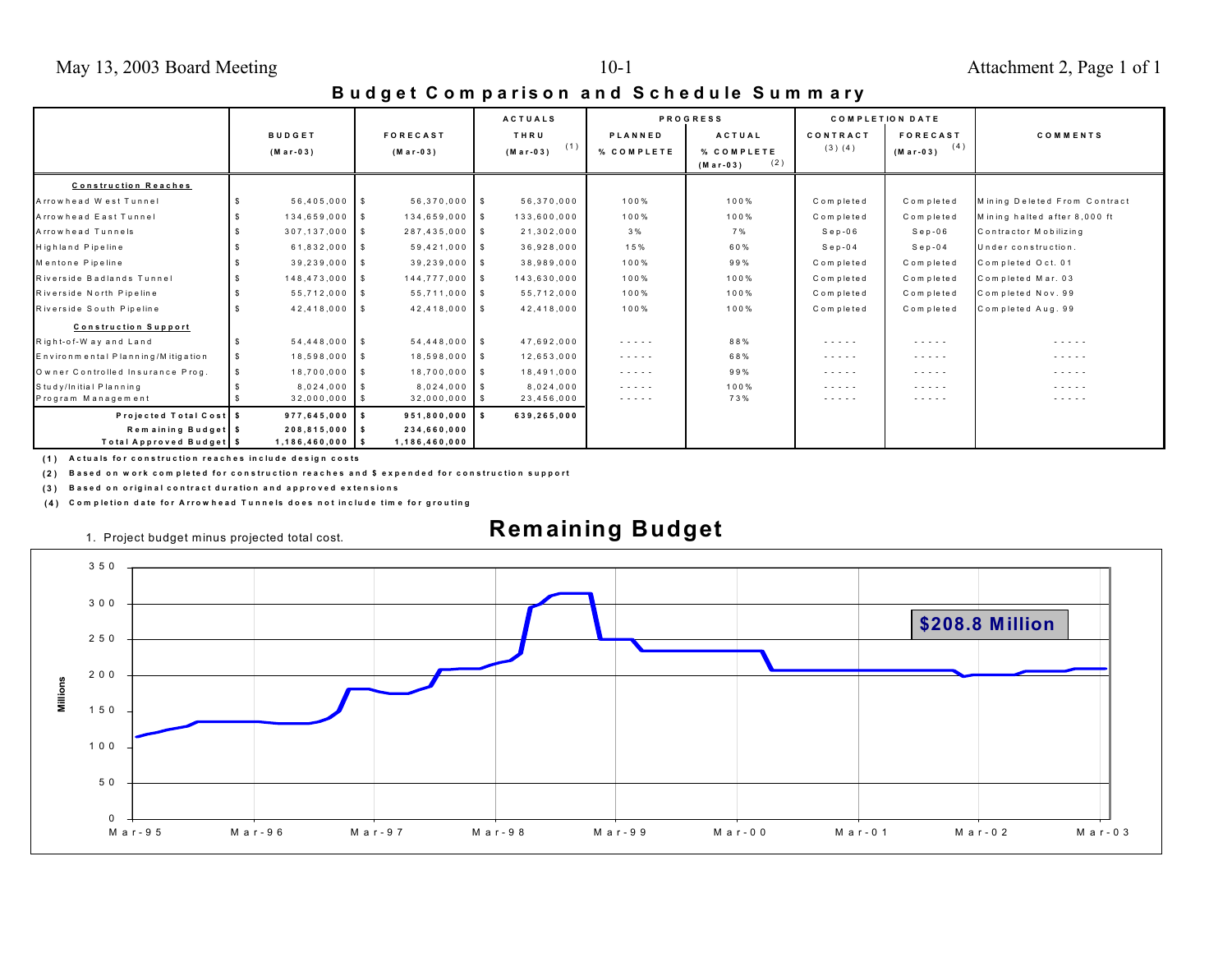# Budget Comparison and Schedule Summary

| | BUDGET (Mar-03) | FORECAST (Mar-03) | ACTUALS THRU (Mar-03) (1) | PROGRESS | | COMPLETION DATE | | COMMENTS |
|---|---|---|---|---|---|---|---|---|
| | | | | PLANNED % COMPLETE | ACTUAL % COMPLETE (Mar-03) (2) | CONTRACT (3) (4) | FORECAST (Mar-03) (4) | |
| **Construction Reaches** | | | | | | | | |
| Arrowhead West Tunnel | $ 56,405,000 | $ 56,370,000 | $ 56,370,000 | 100% | 100% | Completed | Completed | Mining Deleted From Contract |
| Arrowhead East Tunnel | $ 134,659,000 | $ 134,659,000 | $ 133,600,000 | 100% | 100% | Completed | Completed | Mining halted after 8,000 ft |
| Arrowhead Tunnels | $ 307,137,000 | $ 287,435,000 | $ 21,302,000 | 3% | 7% | Sep-06 | Sep-06 | Contractor Mobilizing |
| Highland Pipeline | $ 61,832,000 | $ 59,421,000 | $ 36,928,000 | 15% | 60% | Sep-04 | Sep-04 | Under construction. |
| Mentone Pipeline | $ 39,239,000 | $ 39,239,000 | $ 38,989,000 | 100% | 99% | Completed | Completed | Completed Oct. 01 |
| Riverside Badlands Tunnel | $ 148,473,000 | $ 144,777,000 | $ 143,630,000 | 100% | 100% | Completed | Completed | Completed Mar. 03 |
| Riverside North Pipeline | $ 55,712,000 | $ 55,711,000 | $ 55,712,000 | 100% | 100% | Completed | Completed | Completed Nov. 99 |
| Riverside South Pipeline | $ 42,418,000 | $ 42,418,000 | $ 42,418,000 | 100% | 100% | Completed | Completed | Completed Aug. 99 |
| **Construction Support** | | | | | | | | |
| Right-of-Way and Land | $ 54,448,000 | $ 54,448,000 | $ 47,692,000 | ----- | 88% | ----- | ----- | ----- |
| Environmental Planning/Mitigation | $ 18,598,000 | $ 18,598,000 | $ 12,653,000 | ----- | 68% | ----- | ----- | ----- |
| Owner Controlled Insurance Prog. | $ 18,700,000 | $ 18,700,000 | $ 18,491,000 | ----- | 99% | ----- | ----- | ----- |
| Study/Initial Planning | $ 8,024,000 | $ 8,024,000 | $ 8,024,000 | ----- | 100% | ----- | ----- | ----- |
| Program Management | $ 32,000,000 | $ 32,000,000 | $ 23,456,000 | ----- | 73% | ----- | ----- | ----- |
| **Projected Total Cost** | **$ 977,645,000** | **$ 951,800,000** | **$ 639,265,000** | | | | | |
| **Remaining Budget** | **$ 208,815,000** | **$ 234,660,000** | | | | | | |
| **Total Approved Budget** | **$ 1,186,460,000** | **$ 1,186,460,000** | | | | | | |

**(1)** Actuals for construction reaches include design costs

**(2)** Based on work completed for construction reaches and $ expended for construction support

**(3)** Based on original contract duration and approved extensions

**(4)** Completion date for Arrowhead Tunnels does not include time for grouting

## Remaining Budget

1. Project budget minus projected total cost.

Millions

350
300
250
200
150
100
50
0

Mar-95 Mar-96 Mar-97 Mar-98 Mar-99 Mar-00 Mar-01 Mar-02 Mar-03

$208.8 Million